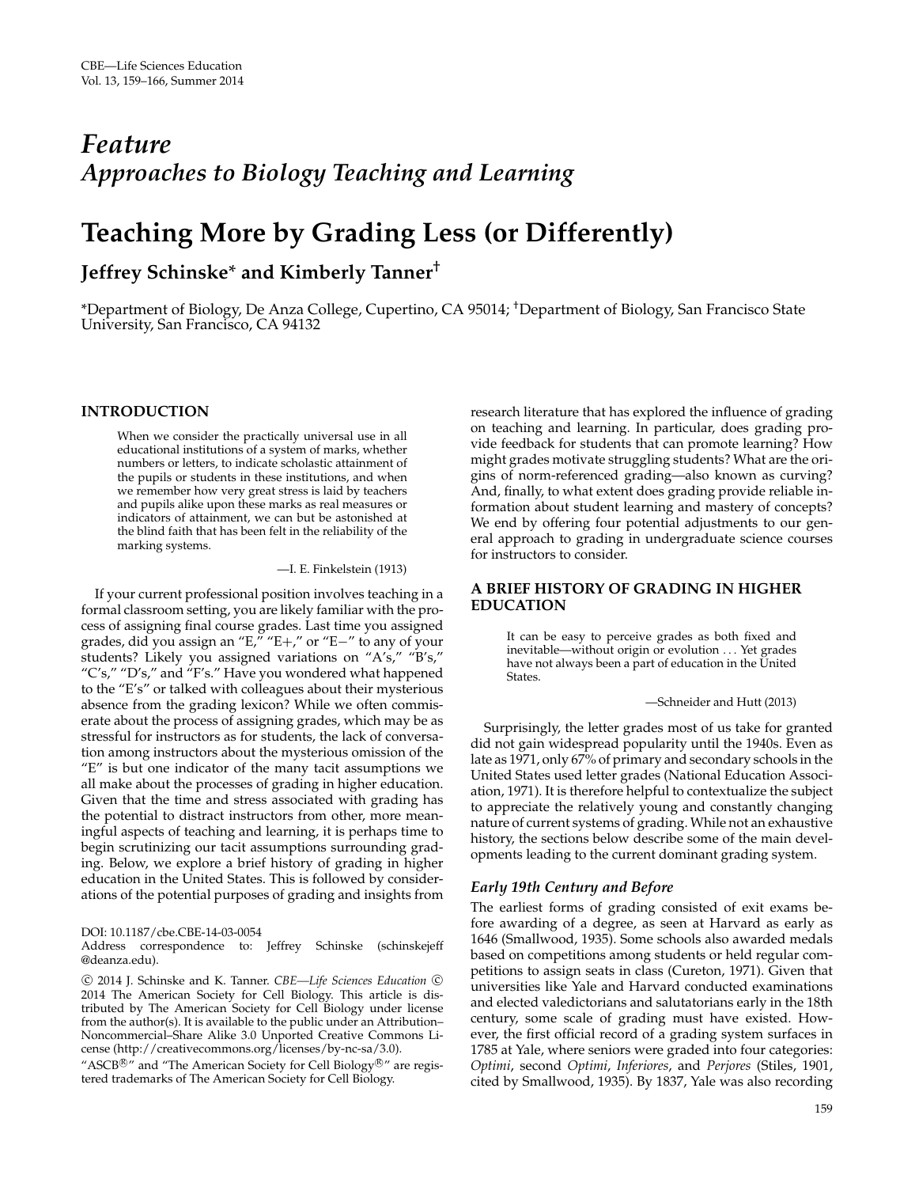# Feature

## Approaches to Biology Teaching and Learning

# Teaching More by Grading Less (or Differently)

**Jeffrey Schinske* and Kimberly Tanner†**

*Department of Biology, De Anza College, Cupertino, CA 95014; †Department of Biology, San Francisco State University, San Francisco, CA 94132

## INTRODUCTION

> When we consider the practically universal use in all educational institutions of a system of marks, whether numbers or letters, to indicate scholastic attainment of the pupils or students in these institutions, and when we remember how very great stress is laid by teachers and pupils alike upon these marks as real measures or indicators of attainment, we can but be astonished at the blind faith that has been felt in the reliability of the marking systems.
>
> —I. E. Finkelstein (1913)

If your current professional position involves teaching in a formal classroom setting, you are likely familiar with the process of assigning final course grades. Last time you assigned grades, did you assign an "E," "E+," or "E−" to any of your students? Likely you assigned variations on "A's," "B's," "C's," "D's," and "F's." Have you wondered what happened to the "E's" or talked with colleagues about their mysterious absence from the grading lexicon? While we often commiserate about the process of assigning grades, which may be as stressful for instructors as for students, the lack of conversation among instructors about the mysterious omission of the "E" is but one indicator of the many tacit assumptions we all make about the processes of grading in higher education. Given that the time and stress associated with grading has the potential to distract instructors from other, more meaningful aspects of teaching and learning, it is perhaps time to begin scrutinizing our tacit assumptions surrounding grading. Below, we explore a brief history of grading in higher education in the United States. This is followed by considerations of the potential purposes of grading and insights from research literature that has explored the influence of grading on teaching and learning. In particular, does grading provide feedback for students that can promote learning? How might grades motivate struggling students? What are the origins of norm-referenced grading—also known as curving? And, finally, to what extent does grading provide reliable information about student learning and mastery of concepts? We end by offering four potential adjustments to our general approach to grading in undergraduate science courses for instructors to consider.

DOI: 10.1187/cbe.CBE-14-03-0054

Address correspondence to: Jeffrey Schinske (schinskejeff@deanza.edu).

© 2014 J. Schinske and K. Tanner. *CBE—Life Sciences Education* © 2014 The American Society for Cell Biology. This article is distributed by The American Society for Cell Biology under license from the author(s). It is available to the public under an Attribution–Noncommercial–Share Alike 3.0 Unported Creative Commons License (http://creativecommons.org/licenses/by-nc-sa/3.0).

"ASCB®" and "The American Society for Cell Biology®" are registered trademarks of The American Society for Cell Biology.

## A BRIEF HISTORY OF GRADING IN HIGHER EDUCATION

> It can be easy to perceive grades as both fixed and inevitable—without origin or evolution . . . Yet grades have not always been a part of education in the United States.
>
> —Schneider and Hutt (2013)

Surprisingly, the letter grades most of us take for granted did not gain widespread popularity until the 1940s. Even as late as 1971, only 67% of primary and secondary schools in the United States used letter grades (National Education Association, 1971). It is therefore helpful to contextualize the subject to appreciate the relatively young and constantly changing nature of current systems of grading. While not an exhaustive history, the sections below describe some of the main developments leading to the current dominant grading system.

### *Early 19th Century and Before*

The earliest forms of grading consisted of exit exams before awarding of a degree, as seen at Harvard as early as 1646 (Smallwood, 1935). Some schools also awarded medals based on competitions among students or held regular competitions to assign seats in class (Cureton, 1971). Given that universities like Yale and Harvard conducted examinations and elected valedictorians and salutatorians early in the 18th century, some scale of grading must have existed. However, the first official record of a grading system surfaces in 1785 at Yale, where seniors were graded into four categories: *Optimi*, second *Optimi*, *Inferiores*, and *Perjores* (Stiles, 1901, cited by Smallwood, 1935). By 1837, Yale was also recording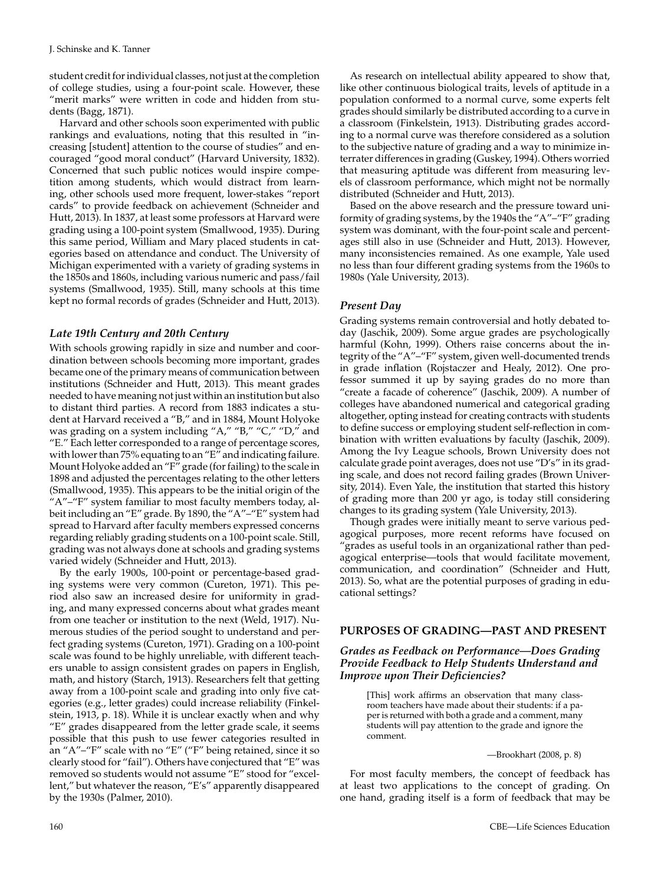student credit for individual classes, not just at the completion of college studies, using a four-point scale. However, these "merit marks" were written in code and hidden from students (Bagg, 1871).

Harvard and other schools soon experimented with public rankings and evaluations, noting that this resulted in "increasing [student] attention to the course of studies" and encouraged "good moral conduct" (Harvard University, 1832). Concerned that such public notices would inspire competition among students, which would distract from learning, other schools used more frequent, lower-stakes "report cards" to provide feedback on achievement (Schneider and Hutt, 2013). In 1837, at least some professors at Harvard were grading using a 100-point system (Smallwood, 1935). During this same period, William and Mary placed students in categories based on attendance and conduct. The University of Michigan experimented with a variety of grading systems in the 1850s and 1860s, including various numeric and pass/fail systems (Smallwood, 1935). Still, many schools at this time kept no formal records of grades (Schneider and Hutt, 2013).

### *Late 19th Century and 20th Century*

With schools growing rapidly in size and number and coordination between schools becoming more important, grades became one of the primary means of communication between institutions (Schneider and Hutt, 2013). This meant grades needed to have meaning not just within an institution but also to distant third parties. A record from 1883 indicates a student at Harvard received a "B," and in 1884, Mount Holyoke was grading on a system including "A," "B," "C," "D," and "E." Each letter corresponded to a range of percentage scores, with lower than 75% equating to an "E" and indicating failure. Mount Holyoke added an "F" grade (for failing) to the scale in 1898 and adjusted the percentages relating to the other letters (Smallwood, 1935). This appears to be the initial origin of the "A"–"F" system familiar to most faculty members today, albeit including an "E" grade. By 1890, the "A"–"E" system had spread to Harvard after faculty members expressed concerns regarding reliably grading students on a 100-point scale. Still, grading was not always done at schools and grading systems varied widely (Schneider and Hutt, 2013).

By the early 1900s, 100-point or percentage-based grading systems were very common (Cureton, 1971). This period also saw an increased desire for uniformity in grading, and many expressed concerns about what grades meant from one teacher or institution to the next (Weld, 1917). Numerous studies of the period sought to understand and perfect grading systems (Cureton, 1971). Grading on a 100-point scale was found to be highly unreliable, with different teachers unable to assign consistent grades on papers in English, math, and history (Starch, 1913). Researchers felt that getting away from a 100-point scale and grading into only five categories (e.g., letter grades) could increase reliability (Finkelstein, 1913, p. 18). While it is unclear exactly when and why "E" grades disappeared from the letter grade scale, it seems possible that this push to use fewer categories resulted in an "A"–"F" scale with no "E" ("F" being retained, since it so clearly stood for "fail"). Others have conjectured that "E" was removed so students would not assume "E" stood for "excellent," but whatever the reason, "E's" apparently disappeared by the 1930s (Palmer, 2010).

As research on intellectual ability appeared to show that, like other continuous biological traits, levels of aptitude in a population conformed to a normal curve, some experts felt grades should similarly be distributed according to a curve in a classroom (Finkelstein, 1913). Distributing grades according to a normal curve was therefore considered as a solution to the subjective nature of grading and a way to minimize interrater differences in grading (Guskey, 1994). Others worried that measuring aptitude was different from measuring levels of classroom performance, which might not be normally distributed (Schneider and Hutt, 2013).

Based on the above research and the pressure toward uniformity of grading systems, by the 1940s the "A"–"F" grading system was dominant, with the four-point scale and percentages still also in use (Schneider and Hutt, 2013). However, many inconsistencies remained. As one example, Yale used no less than four different grading systems from the 1960s to 1980s (Yale University, 2013).

### *Present Day*

Grading systems remain controversial and hotly debated today (Jaschik, 2009). Some argue grades are psychologically harmful (Kohn, 1999). Others raise concerns about the integrity of the "A"–"F" system, given well-documented trends in grade inflation (Rojstaczer and Healy, 2012). One professor summed it up by saying grades do no more than "create a facade of coherence" (Jaschik, 2009). A number of colleges have abandoned numerical and categorical grading altogether, opting instead for creating contracts with students to define success or employing student self-reflection in combination with written evaluations by faculty (Jaschik, 2009). Among the Ivy League schools, Brown University does not calculate grade point averages, does not use "D's" in its grading scale, and does not record failing grades (Brown University, 2014). Even Yale, the institution that started this history of grading more than 200 yr ago, is today still considering changes to its grading system (Yale University, 2013).

Though grades were initially meant to serve various pedagogical purposes, more recent reforms have focused on "grades as useful tools in an organizational rather than pedagogical enterprise—tools that would facilitate movement, communication, and coordination" (Schneider and Hutt, 2013). So, what are the potential purposes of grading in educational settings?

## PURPOSES OF GRADING—PAST AND PRESENT

### *Grades as Feedback on Performance—Does Grading Provide Feedback to Help Students Understand and Improve upon Their Deficiencies?*

> [This] work affirms an observation that many classroom teachers have made about their students: if a paper is returned with both a grade and a comment, many students will pay attention to the grade and ignore the comment.
>
> —Brookhart (2008, p. 8)

For most faculty members, the concept of feedback has at least two applications to the concept of grading. On one hand, grading itself is a form of feedback that may be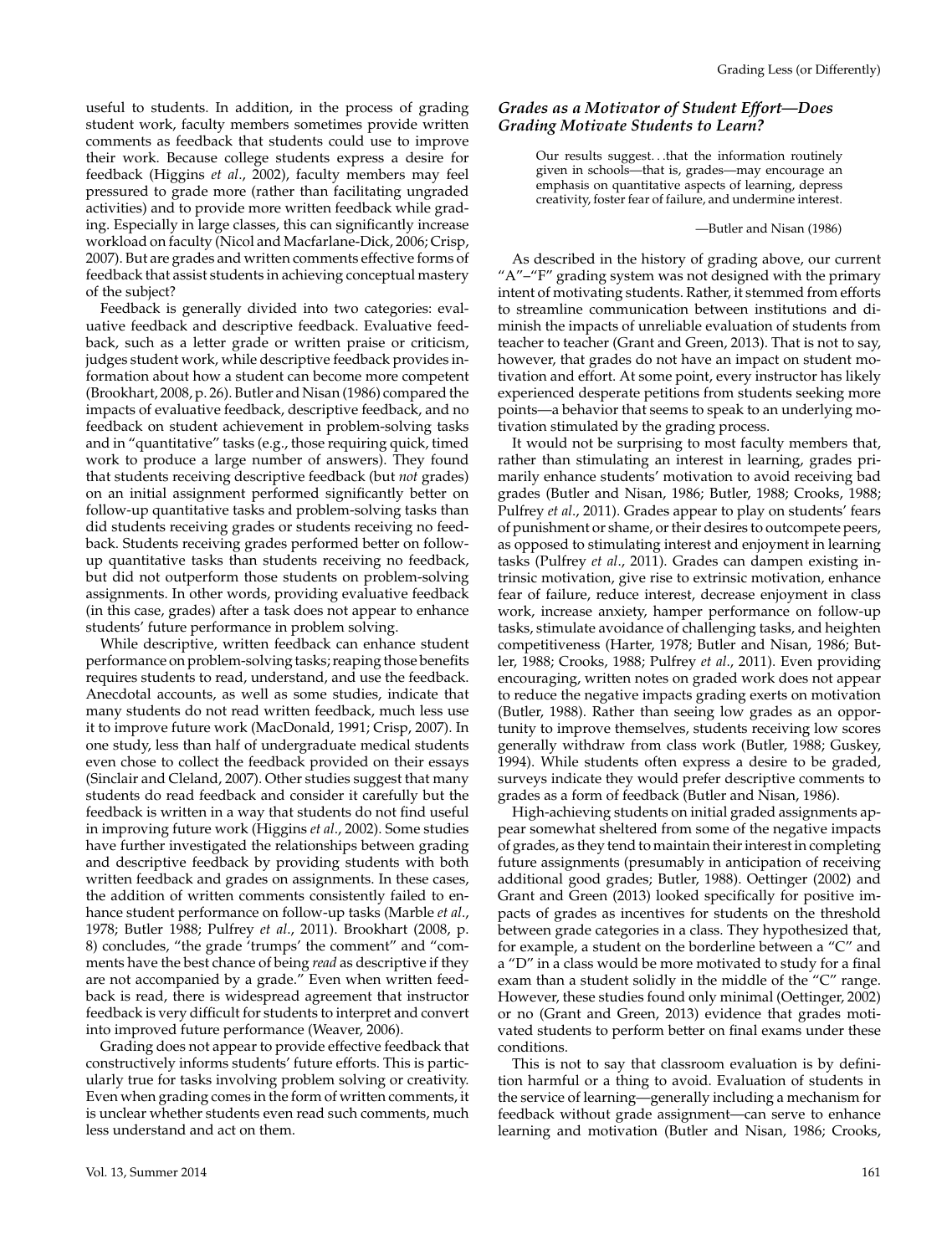useful to students. In addition, in the process of grading student work, faculty members sometimes provide written comments as feedback that students could use to improve their work. Because college students express a desire for feedback (Higgins *et al*., 2002), faculty members may feel pressured to grade more (rather than facilitating ungraded activities) and to provide more written feedback while grading. Especially in large classes, this can significantly increase workload on faculty (Nicol and Macfarlane-Dick, 2006; Crisp, 2007). But are grades and written comments effective forms of feedback that assist students in achieving conceptual mastery of the subject?

Feedback is generally divided into two categories: evaluative feedback and descriptive feedback. Evaluative feedback, such as a letter grade or written praise or criticism, judges student work, while descriptive feedback provides information about how a student can become more competent (Brookhart, 2008, p. 26). Butler and Nisan (1986) compared the impacts of evaluative feedback, descriptive feedback, and no feedback on student achievement in problem-solving tasks and in "quantitative" tasks (e.g., those requiring quick, timed work to produce a large number of answers). They found that students receiving descriptive feedback (but *not* grades) on an initial assignment performed significantly better on follow-up quantitative tasks and problem-solving tasks than did students receiving grades or students receiving no feedback. Students receiving grades performed better on follow-up quantitative tasks than students receiving no feedback, but did not outperform those students on problem-solving assignments. In other words, providing evaluative feedback (in this case, grades) after a task does not appear to enhance students' future performance in problem solving.

While descriptive, written feedback can enhance student performance on problem-solving tasks; reaping those benefits requires students to read, understand, and use the feedback. Anecdotal accounts, as well as some studies, indicate that many students do not read written feedback, much less use it to improve future work (MacDonald, 1991; Crisp, 2007). In one study, less than half of undergraduate medical students even chose to collect the feedback provided on their essays (Sinclair and Cleland, 2007). Other studies suggest that many students do read feedback and consider it carefully but the feedback is written in a way that students do not find useful in improving future work (Higgins *et al*., 2002). Some studies have further investigated the relationships between grading and descriptive feedback by providing students with both written feedback and grades on assignments. In these cases, the addition of written comments consistently failed to enhance student performance on follow-up tasks (Marble *et al*., 1978; Butler 1988; Pulfrey *et al*., 2011). Brookhart (2008, p. 8) concludes, "the grade 'trumps' the comment" and "comments have the best chance of being *read* as descriptive if they are not accompanied by a grade." Even when written feedback is read, there is widespread agreement that instructor feedback is very difficult for students to interpret and convert into improved future performance (Weaver, 2006).

Grading does not appear to provide effective feedback that constructively informs students' future efforts. This is particularly true for tasks involving problem solving or creativity. Even when grading comes in the form of written comments, it is unclear whether students even read such comments, much less understand and act on them.

### *Grades as a Motivator of Student Effort—Does Grading Motivate Students to Learn?*

> Our results suggest. . .that the information routinely given in schools—that is, grades—may encourage an emphasis on quantitative aspects of learning, depress creativity, foster fear of failure, and undermine interest.
>
> —Butler and Nisan (1986)

As described in the history of grading above, our current "A"–"F" grading system was not designed with the primary intent of motivating students. Rather, it stemmed from efforts to streamline communication between institutions and diminish the impacts of unreliable evaluation of students from teacher to teacher (Grant and Green, 2013). That is not to say, however, that grades do not have an impact on student motivation and effort. At some point, every instructor has likely experienced desperate petitions from students seeking more points—a behavior that seems to speak to an underlying motivation stimulated by the grading process.

It would not be surprising to most faculty members that, rather than stimulating an interest in learning, grades primarily enhance students' motivation to avoid receiving bad grades (Butler and Nisan, 1986; Butler, 1988; Crooks, 1988; Pulfrey *et al*., 2011). Grades appear to play on students' fears of punishment or shame, or their desires to outcompete peers, as opposed to stimulating interest and enjoyment in learning tasks (Pulfrey *et al*., 2011). Grades can dampen existing intrinsic motivation, give rise to extrinsic motivation, enhance fear of failure, reduce interest, decrease enjoyment in class work, increase anxiety, hamper performance on follow-up tasks, stimulate avoidance of challenging tasks, and heighten competitiveness (Harter, 1978; Butler and Nisan, 1986; Butler, 1988; Crooks, 1988; Pulfrey *et al*., 2011). Even providing encouraging, written notes on graded work does not appear to reduce the negative impacts grading exerts on motivation (Butler, 1988). Rather than seeing low grades as an opportunity to improve themselves, students receiving low scores generally withdraw from class work (Butler, 1988; Guskey, 1994). While students often express a desire to be graded, surveys indicate they would prefer descriptive comments to grades as a form of feedback (Butler and Nisan, 1986).

High-achieving students on initial graded assignments appear somewhat sheltered from some of the negative impacts of grades, as they tend to maintain their interest in completing future assignments (presumably in anticipation of receiving additional good grades; Butler, 1988). Oettinger (2002) and Grant and Green (2013) looked specifically for positive impacts of grades as incentives for students on the threshold between grade categories in a class. They hypothesized that, for example, a student on the borderline between a "C" and a "D" in a class would be more motivated to study for a final exam than a student solidly in the middle of the "C" range. However, these studies found only minimal (Oettinger, 2002) or no (Grant and Green, 2013) evidence that grades motivated students to perform better on final exams under these conditions.

This is not to say that classroom evaluation is by definition harmful or a thing to avoid. Evaluation of students in the service of learning—generally including a mechanism for feedback without grade assignment—can serve to enhance learning and motivation (Butler and Nisan, 1986; Crooks,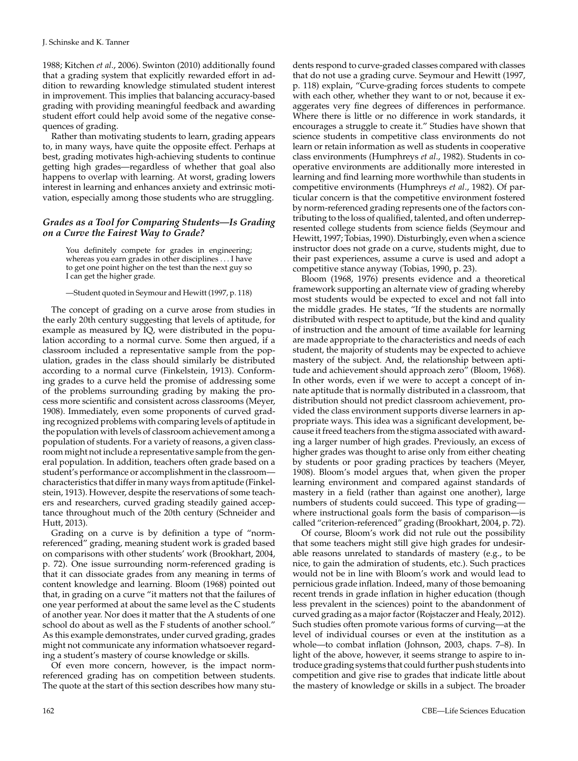1988; Kitchen *et al.*, 2006). Swinton (2010) additionally found that a grading system that explicitly rewarded effort in addition to rewarding knowledge stimulated student interest in improvement. This implies that balancing accuracy-based grading with providing meaningful feedback and awarding student effort could help avoid some of the negative consequences of grading.

Rather than motivating students to learn, grading appears to, in many ways, have quite the opposite effect. Perhaps at best, grading motivates high-achieving students to continue getting high grades—regardless of whether that goal also happens to overlap with learning. At worst, grading lowers interest in learning and enhances anxiety and extrinsic motivation, especially among those students who are struggling.

### *Grades as a Tool for Comparing Students—Is Grading on a Curve the Fairest Way to Grade?*

> You definitely compete for grades in engineering; whereas you earn grades in other disciplines . . . I have to get one point higher on the test than the next guy so I can get the higher grade.
>
> —Student quoted in Seymour and Hewitt (1997, p. 118)

The concept of grading on a curve arose from studies in the early 20th century suggesting that levels of aptitude, for example as measured by IQ, were distributed in the population according to a normal curve. Some then argued, if a classroom included a representative sample from the population, grades in the class should similarly be distributed according to a normal curve (Finkelstein, 1913). Conforming grades to a curve held the promise of addressing some of the problems surrounding grading by making the process more scientific and consistent across classrooms (Meyer, 1908). Immediately, even some proponents of curved grading recognized problems with comparing levels of aptitude in the population with levels of classroom achievement among a population of students. For a variety of reasons, a given classroom might not include a representative sample from the general population. In addition, teachers often grade based on a student's performance or accomplishment in the classroom—characteristics that differ in many ways from aptitude (Finkelstein, 1913). However, despite the reservations of some teachers and researchers, curved grading steadily gained acceptance throughout much of the 20th century (Schneider and Hutt, 2013).

Grading on a curve is by definition a type of "norm-referenced" grading, meaning student work is graded based on comparisons with other students' work (Brookhart, 2004, p. 72). One issue surrounding norm-referenced grading is that it can dissociate grades from any meaning in terms of content knowledge and learning. Bloom (1968) pointed out that, in grading on a curve "it matters not that the failures of one year performed at about the same level as the C students of another year. Nor does it matter that the A students of one school do about as well as the F students of another school." As this example demonstrates, under curved grading, grades might not communicate any information whatsoever regarding a student's mastery of course knowledge or skills.

Of even more concern, however, is the impact norm-referenced grading has on competition between students. The quote at the start of this section describes how many students respond to curve-graded classes compared with classes that do not use a grading curve. Seymour and Hewitt (1997, p. 118) explain, "Curve-grading forces students to compete with each other, whether they want to or not, because it exaggerates very fine degrees of differences in performance. Where there is little or no difference in work standards, it encourages a struggle to create it." Studies have shown that science students in competitive class environments do not learn or retain information as well as students in cooperative class environments (Humphreys *et al.*, 1982). Students in cooperative environments are additionally more interested in learning and find learning more worthwhile than students in competitive environments (Humphreys *et al.*, 1982). Of particular concern is that the competitive environment fostered by norm-referenced grading represents one of the factors contributing to the loss of qualified, talented, and often underrepresented college students from science fields (Seymour and Hewitt, 1997; Tobias, 1990). Disturbingly, even when a science instructor does not grade on a curve, students might, due to their past experiences, assume a curve is used and adopt a competitive stance anyway (Tobias, 1990, p. 23).

Bloom (1968, 1976) presents evidence and a theoretical framework supporting an alternate view of grading whereby most students would be expected to excel and not fall into the middle grades. He states, "If the students are normally distributed with respect to aptitude, but the kind and quality of instruction and the amount of time available for learning are made appropriate to the characteristics and needs of each student, the majority of students may be expected to achieve mastery of the subject. And, the relationship between aptitude and achievement should approach zero" (Bloom, 1968). In other words, even if we were to accept a concept of innate aptitude that is normally distributed in a classroom, that distribution should not predict classroom achievement, provided the class environment supports diverse learners in appropriate ways. This idea was a significant development, because it freed teachers from the stigma associated with awarding a larger number of high grades. Previously, an excess of higher grades was thought to arise only from either cheating by students or poor grading practices by teachers (Meyer, 1908). Bloom's model argues that, when given the proper learning environment and compared against standards of mastery in a field (rather than against one another), large numbers of students could succeed. This type of grading—where instructional goals form the basis of comparison—is called "criterion-referenced" grading (Brookhart, 2004, p. 72).

Of course, Bloom's work did not rule out the possibility that some teachers might still give high grades for undesirable reasons unrelated to standards of mastery (e.g., to be nice, to gain the admiration of students, etc.). Such practices would not be in line with Bloom's work and would lead to pernicious grade inflation. Indeed, many of those bemoaning recent trends in grade inflation in higher education (though less prevalent in the sciences) point to the abandonment of curved grading as a major factor (Rojstaczer and Healy, 2012). Such studies often promote various forms of curving—at the level of individual courses or even at the institution as a whole—to combat inflation (Johnson, 2003, chaps. 7–8). In light of the above, however, it seems strange to aspire to introduce grading systems that could further push students into competition and give rise to grades that indicate little about the mastery of knowledge or skills in a subject. The broader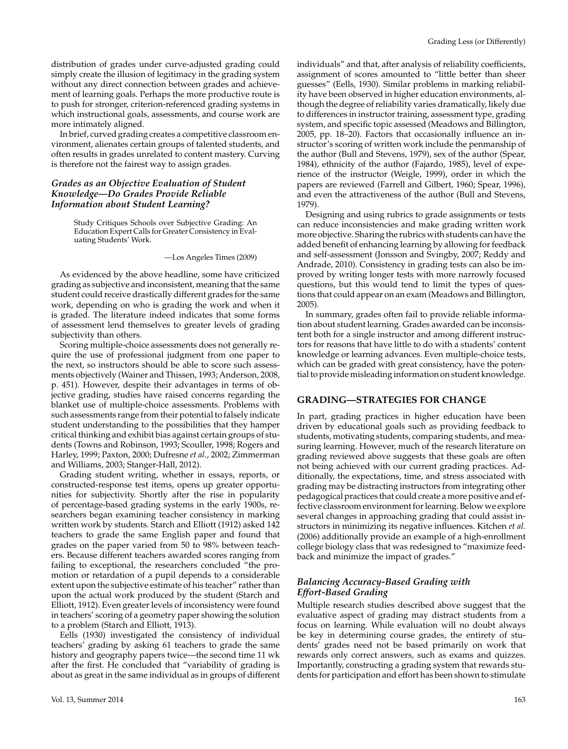distribution of grades under curve-adjusted grading could simply create the illusion of legitimacy in the grading system without any direct connection between grades and achievement of learning goals. Perhaps the more productive route is to push for stronger, criterion-referenced grading systems in which instructional goals, assessments, and course work are more intimately aligned.

In brief, curved grading creates a competitive classroom environment, alienates certain groups of talented students, and often results in grades unrelated to content mastery. Curving is therefore not the fairest way to assign grades.

### *Grades as an Objective Evaluation of Student Knowledge—Do Grades Provide Reliable Information about Student Learning?*

> Study Critiques Schools over Subjective Grading: An Education Expert Calls for Greater Consistency in Evaluating Students' Work.
>
> —Los Angeles Times (2009)

As evidenced by the above headline, some have criticized grading as subjective and inconsistent, meaning that the same student could receive drastically different grades for the same work, depending on who is grading the work and when it is graded. The literature indeed indicates that some forms of assessment lend themselves to greater levels of grading subjectivity than others.

Scoring multiple-choice assessments does not generally require the use of professional judgment from one paper to the next, so instructors should be able to score such assessments objectively (Wainer and Thissen, 1993; Anderson, 2008, p. 451). However, despite their advantages in terms of objective grading, studies have raised concerns regarding the blanket use of multiple-choice assessments. Problems with such assessments range from their potential to falsely indicate student understanding to the possibilities that they hamper critical thinking and exhibit bias against certain groups of students (Towns and Robinson, 1993; Scouller, 1998; Rogers and Harley, 1999; Paxton, 2000; Dufresne *et al.*, 2002; Zimmerman and Williams, 2003; Stanger-Hall, 2012).

Grading student writing, whether in essays, reports, or constructed-response test items, opens up greater opportunities for subjectivity. Shortly after the rise in popularity of percentage-based grading systems in the early 1900s, researchers began examining teacher consistency in marking written work by students. Starch and Elliott (1912) asked 142 teachers to grade the same English paper and found that grades on the paper varied from 50 to 98% between teachers. Because different teachers awarded scores ranging from failing to exceptional, the researchers concluded "the promotion or retardation of a pupil depends to a considerable extent upon the subjective estimate of his teacher" rather than upon the actual work produced by the student (Starch and Elliott, 1912). Even greater levels of inconsistency were found in teachers' scoring of a geometry paper showing the solution to a problem (Starch and Elliott, 1913).

Eells (1930) investigated the consistency of individual teachers' grading by asking 61 teachers to grade the same history and geography papers twice—the second time 11 wk after the first. He concluded that "variability of grading is about as great in the same individual as in groups of different individuals" and that, after analysis of reliability coefficients, assignment of scores amounted to "little better than sheer guesses" (Eells, 1930). Similar problems in marking reliability have been observed in higher education environments, although the degree of reliability varies dramatically, likely due to differences in instructor training, assessment type, grading system, and specific topic assessed (Meadows and Billington, 2005, pp. 18–20). Factors that occasionally influence an instructor's scoring of written work include the penmanship of the author (Bull and Stevens, 1979), sex of the author (Spear, 1984), ethnicity of the author (Fajardo, 1985), level of experience of the instructor (Weigle, 1999), order in which the papers are reviewed (Farrell and Gilbert, 1960; Spear, 1996), and even the attractiveness of the author (Bull and Stevens, 1979).

Designing and using rubrics to grade assignments or tests can reduce inconsistencies and make grading written work more objective. Sharing the rubrics with students can have the added benefit of enhancing learning by allowing for feedback and self-assessment (Jonsson and Svingby, 2007; Reddy and Andrade, 2010). Consistency in grading tests can also be improved by writing longer tests with more narrowly focused questions, but this would tend to limit the types of questions that could appear on an exam (Meadows and Billington, 2005).

In summary, grades often fail to provide reliable information about student learning. Grades awarded can be inconsistent both for a single instructor and among different instructors for reasons that have little to do with a students' content knowledge or learning advances. Even multiple-choice tests, which can be graded with great consistency, have the potential to provide misleading information on student knowledge.

## GRADING—STRATEGIES FOR CHANGE

In part, grading practices in higher education have been driven by educational goals such as providing feedback to students, motivating students, comparing students, and measuring learning. However, much of the research literature on grading reviewed above suggests that these goals are often not being achieved with our current grading practices. Additionally, the expectations, time, and stress associated with grading may be distracting instructors from integrating other pedagogical practices that could create a more positive and effective classroom environment for learning. Below we explore several changes in approaching grading that could assist instructors in minimizing its negative influences. Kitchen *et al.* (2006) additionally provide an example of a high-enrollment college biology class that was redesigned to "maximize feedback and minimize the impact of grades."

### *Balancing Accuracy-Based Grading with Effort-Based Grading*

Multiple research studies described above suggest that the evaluative aspect of grading may distract students from a focus on learning. While evaluation will no doubt always be key in determining course grades, the entirety of students' grades need not be based primarily on work that rewards only correct answers, such as exams and quizzes. Importantly, constructing a grading system that rewards students for participation and effort has been shown to stimulate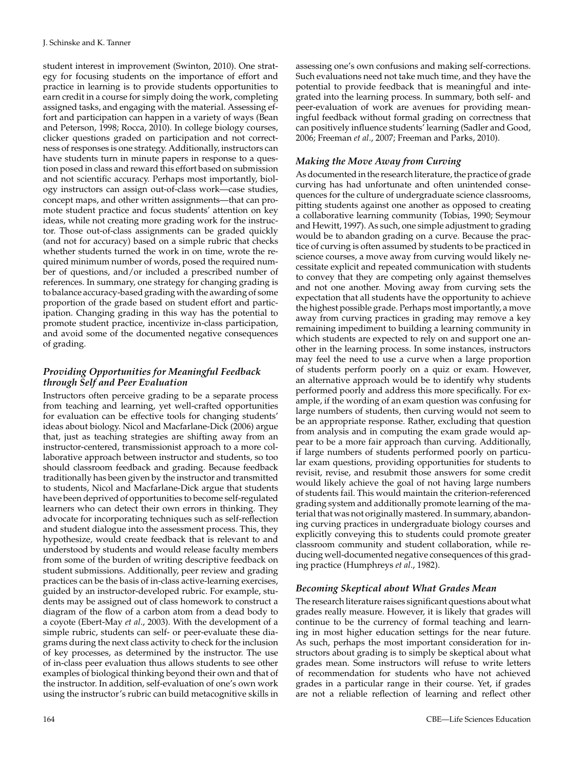student interest in improvement (Swinton, 2010). One strategy for focusing students on the importance of effort and practice in learning is to provide students opportunities to earn credit in a course for simply doing the work, completing assigned tasks, and engaging with the material. Assessing effort and participation can happen in a variety of ways (Bean and Peterson, 1998; Rocca, 2010). In college biology courses, clicker questions graded on participation and not correctness of responses is one strategy. Additionally, instructors can have students turn in minute papers in response to a question posed in class and reward this effort based on submission and not scientific accuracy. Perhaps most importantly, biology instructors can assign out-of-class work—case studies, concept maps, and other written assignments—that can promote student practice and focus students' attention on key ideas, while not creating more grading work for the instructor. Those out-of-class assignments can be graded quickly (and not for accuracy) based on a simple rubric that checks whether students turned the work in on time, wrote the required minimum number of words, posed the required number of questions, and/or included a prescribed number of references. In summary, one strategy for changing grading is to balance accuracy-based grading with the awarding of some proportion of the grade based on student effort and participation. Changing grading in this way has the potential to promote student practice, incentivize in-class participation, and avoid some of the documented negative consequences of grading.

### *Providing Opportunities for Meaningful Feedback through Self and Peer Evaluation*

Instructors often perceive grading to be a separate process from teaching and learning, yet well-crafted opportunities for evaluation can be effective tools for changing students' ideas about biology. Nicol and Macfarlane-Dick (2006) argue that, just as teaching strategies are shifting away from an instructor-centered, transmissionist approach to a more collaborative approach between instructor and students, so too should classroom feedback and grading. Because feedback traditionally has been given by the instructor and transmitted to students, Nicol and Macfarlane-Dick argue that students have been deprived of opportunities to become self-regulated learners who can detect their own errors in thinking. They advocate for incorporating techniques such as self-reflection and student dialogue into the assessment process. This, they hypothesize, would create feedback that is relevant to and understood by students and would release faculty members from some of the burden of writing descriptive feedback on student submissions. Additionally, peer review and grading practices can be the basis of in-class active-learning exercises, guided by an instructor-developed rubric. For example, students may be assigned out of class homework to construct a diagram of the flow of a carbon atom from a dead body to a coyote (Ebert-May *et al.*, 2003). With the development of a simple rubric, students can self- or peer-evaluate these diagrams during the next class activity to check for the inclusion of key processes, as determined by the instructor. The use of in-class peer evaluation thus allows students to see other examples of biological thinking beyond their own and that of the instructor. In addition, self-evaluation of one's own work using the instructor's rubric can build metacognitive skills in assessing one's own confusions and making self-corrections. Such evaluations need not take much time, and they have the potential to provide feedback that is meaningful and integrated into the learning process. In summary, both self- and peer-evaluation of work are avenues for providing meaningful feedback without formal grading on correctness that can positively influence students' learning (Sadler and Good, 2006; Freeman *et al.*, 2007; Freeman and Parks, 2010).

### *Making the Move Away from Curving*

As documented in the research literature, the practice of grade curving has had unfortunate and often unintended consequences for the culture of undergraduate science classrooms, pitting students against one another as opposed to creating a collaborative learning community (Tobias, 1990; Seymour and Hewitt, 1997). As such, one simple adjustment to grading would be to abandon grading on a curve. Because the practice of curving is often assumed by students to be practiced in science courses, a move away from curving would likely necessitate explicit and repeated communication with students to convey that they are competing only against themselves and not one another. Moving away from curving sets the expectation that all students have the opportunity to achieve the highest possible grade. Perhaps most importantly, a move away from curving practices in grading may remove a key remaining impediment to building a learning community in which students are expected to rely on and support one another in the learning process. In some instances, instructors may feel the need to use a curve when a large proportion of students perform poorly on a quiz or exam. However, an alternative approach would be to identify why students performed poorly and address this more specifically. For example, if the wording of an exam question was confusing for large numbers of students, then curving would not seem to be an appropriate response. Rather, excluding that question from analysis and in computing the exam grade would appear to be a more fair approach than curving. Additionally, if large numbers of students performed poorly on particular exam questions, providing opportunities for students to revisit, revise, and resubmit those answers for some credit would likely achieve the goal of not having large numbers of students fail. This would maintain the criterion-referenced grading system and additionally promote learning of the material that was not originally mastered. In summary, abandoning curving practices in undergraduate biology courses and explicitly conveying this to students could promote greater classroom community and student collaboration, while reducing well-documented negative consequences of this grading practice (Humphreys *et al.*, 1982).

### *Becoming Skeptical about What Grades Mean*

The research literature raises significant questions about what grades really measure. However, it is likely that grades will continue to be the currency of formal teaching and learning in most higher education settings for the near future. As such, perhaps the most important consideration for instructors about grading is to simply be skeptical about what grades mean. Some instructors will refuse to write letters of recommendation for students who have not achieved grades in a particular range in their course. Yet, if grades are not a reliable reflection of learning and reflect other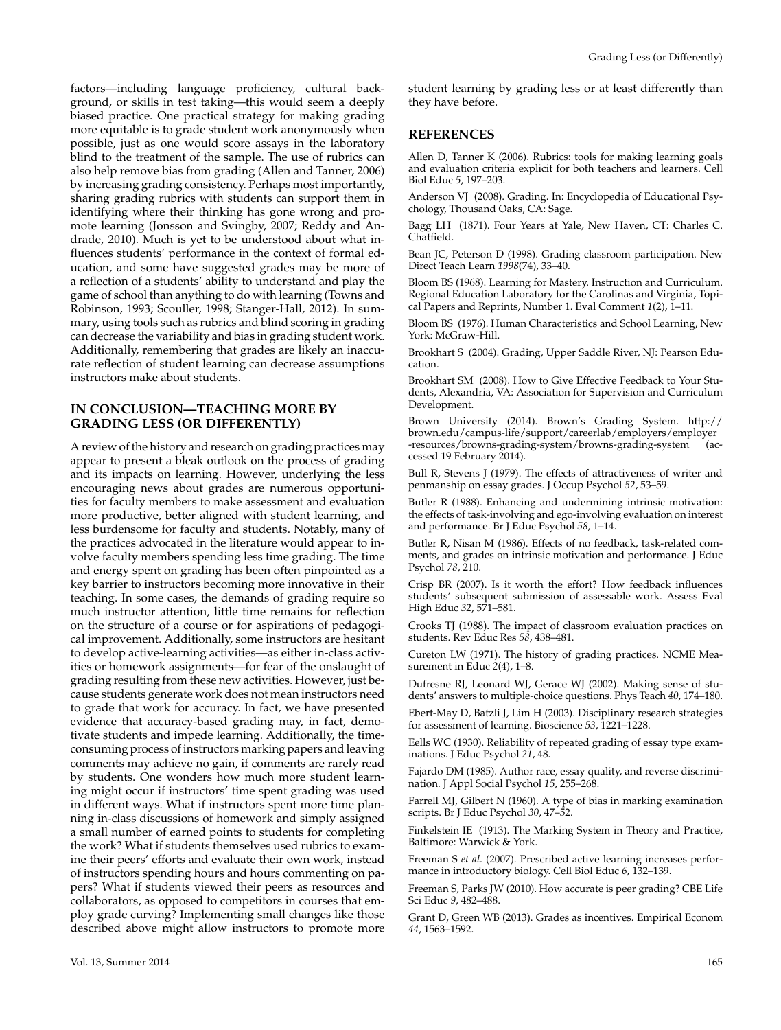factors—including language proficiency, cultural background, or skills in test taking—this would seem a deeply biased practice. One practical strategy for making grading more equitable is to grade student work anonymously when possible, just as one would score assays in the laboratory blind to the treatment of the sample. The use of rubrics can also help remove bias from grading (Allen and Tanner, 2006) by increasing grading consistency. Perhaps most importantly, sharing grading rubrics with students can support them in identifying where their thinking has gone wrong and promote learning (Jonsson and Svingby, 2007; Reddy and Andrade, 2010). Much is yet to be understood about what influences students' performance in the context of formal education, and some have suggested grades may be more of a reflection of a students' ability to understand and play the game of school than anything to do with learning (Towns and Robinson, 1993; Scouller, 1998; Stanger-Hall, 2012). In summary, using tools such as rubrics and blind scoring in grading can decrease the variability and bias in grading student work. Additionally, remembering that grades are likely an inaccurate reflection of student learning can decrease assumptions instructors make about students.

## IN CONCLUSION—TEACHING MORE BY GRADING LESS (OR DIFFERENTLY)

A review of the history and research on grading practices may appear to present a bleak outlook on the process of grading and its impacts on learning. However, underlying the less encouraging news about grades are numerous opportunities for faculty members to make assessment and evaluation more productive, better aligned with student learning, and less burdensome for faculty and students. Notably, many of the practices advocated in the literature would appear to involve faculty members spending less time grading. The time and energy spent on grading has been often pinpointed as a key barrier to instructors becoming more innovative in their teaching. In some cases, the demands of grading require so much instructor attention, little time remains for reflection on the structure of a course or for aspirations of pedagogical improvement. Additionally, some instructors are hesitant to develop active-learning activities—as either in-class activities or homework assignments—for fear of the onslaught of grading resulting from these new activities. However, just because students generate work does not mean instructors need to grade that work for accuracy. In fact, we have presented evidence that accuracy-based grading may, in fact, demotivate students and impede learning. Additionally, the time-consuming process of instructors marking papers and leaving comments may achieve no gain, if comments are rarely read by students. One wonders how much more student learning might occur if instructors' time spent grading was used in different ways. What if instructors spent more time planning in-class discussions of homework and simply assigned a small number of earned points to students for completing the work? What if students themselves used rubrics to examine their peers' efforts and evaluate their own work, instead of instructors spending hours and hours commenting on papers? What if students viewed their peers as resources and collaborators, as opposed to competitors in courses that employ grade curving? Implementing small changes like those described above might allow instructors to promote more student learning by grading less or at least differently than they have before.

## REFERENCES

Allen D, Tanner K (2006). Rubrics: tools for making learning goals and evaluation criteria explicit for both teachers and learners. Cell Biol Educ *5*, 197–203.

Anderson VJ (2008). Grading. In: Encyclopedia of Educational Psychology, Thousand Oaks, CA: Sage.

Bagg LH (1871). Four Years at Yale, New Haven, CT: Charles C. Chatfield.

Bean JC, Peterson D (1998). Grading classroom participation. New Direct Teach Learn *1998*(74), 33–40.

Bloom BS (1968). Learning for Mastery. Instruction and Curriculum. Regional Education Laboratory for the Carolinas and Virginia, Topical Papers and Reprints, Number 1. Eval Comment *1*(2), 1–11.

Bloom BS (1976). Human Characteristics and School Learning, New York: McGraw-Hill.

Brookhart S (2004). Grading, Upper Saddle River, NJ: Pearson Education.

Brookhart SM (2008). How to Give Effective Feedback to Your Students, Alexandria, VA: Association for Supervision and Curriculum Development.

Brown University (2014). Brown's Grading System. http://brown.edu/campus-life/support/careerlab/employers/employer-resources/browns-grading-system/browns-grading-system (accessed 19 February 2014).

Bull R, Stevens J (1979). The effects of attractiveness of writer and penmanship on essay grades. J Occup Psychol *52*, 53–59.

Butler R (1988). Enhancing and undermining intrinsic motivation: the effects of task-involving and ego-involving evaluation on interest and performance. Br J Educ Psychol *58*, 1–14.

Butler R, Nisan M (1986). Effects of no feedback, task-related comments, and grades on intrinsic motivation and performance. J Educ Psychol *78*, 210.

Crisp BR (2007). Is it worth the effort? How feedback influences students' subsequent submission of assessable work. Assess Eval High Educ *32*, 571–581.

Crooks TJ (1988). The impact of classroom evaluation practices on students. Rev Educ Res *58*, 438–481.

Cureton LW (1971). The history of grading practices. NCME Measurement in Educ *2*(4), 1–8.

Dufresne RJ, Leonard WJ, Gerace WJ (2002). Making sense of students' answers to multiple-choice questions. Phys Teach *40*, 174–180.

Ebert-May D, Batzli J, Lim H (2003). Disciplinary research strategies for assessment of learning. Bioscience *53*, 1221–1228.

Eells WC (1930). Reliability of repeated grading of essay type examinations. J Educ Psychol *21*, 48.

Fajardo DM (1985). Author race, essay quality, and reverse discrimination. J Appl Social Psychol *15*, 255–268.

Farrell MJ, Gilbert N (1960). A type of bias in marking examination scripts. Br J Educ Psychol *30*, 47–52.

Finkelstein IE (1913). The Marking System in Theory and Practice, Baltimore: Warwick & York.

Freeman S *et al.* (2007). Prescribed active learning increases performance in introductory biology. Cell Biol Educ *6*, 132–139.

Freeman S, Parks JW (2010). How accurate is peer grading? CBE Life Sci Educ *9*, 482–488.

Grant D, Green WB (2013). Grades as incentives. Empirical Econom *44*, 1563–1592.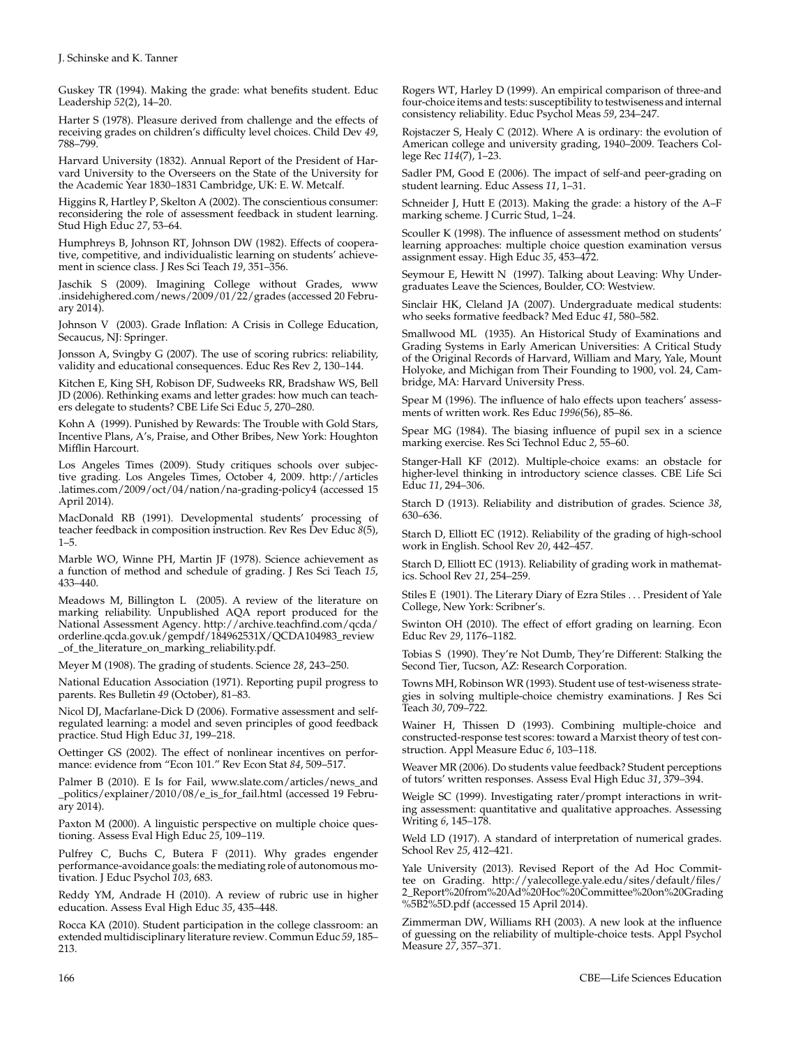Guskey TR (1994). Making the grade: what benefits student. Educ Leadership *52*(2), 14–20.

Harter S (1978). Pleasure derived from challenge and the effects of receiving grades on children's difficulty level choices. Child Dev *49*, 788–799.

Harvard University (1832). Annual Report of the President of Harvard University to the Overseers on the State of the University for the Academic Year 1830–1831 Cambridge, UK: E. W. Metcalf.

Higgins R, Hartley P, Skelton A (2002). The conscientious consumer: reconsidering the role of assessment feedback in student learning. Stud High Educ *27*, 53–64.

Humphreys B, Johnson RT, Johnson DW (1982). Effects of cooperative, competitive, and individualistic learning on students' achievement in science class. J Res Sci Teach *19*, 351–356.

Jaschik S (2009). Imagining College without Grades, www.insidehighered.com/news/2009/01/22/grades (accessed 20 February 2014).

Johnson V (2003). Grade Inflation: A Crisis in College Education, Secaucus, NJ: Springer.

Jonsson A, Svingby G (2007). The use of scoring rubrics: reliability, validity and educational consequences. Educ Res Rev *2*, 130–144.

Kitchen E, King SH, Robison DF, Sudweeks RR, Bradshaw WS, Bell JD (2006). Rethinking exams and letter grades: how much can teachers delegate to students? CBE Life Sci Educ *5*, 270–280.

Kohn A (1999). Punished by Rewards: The Trouble with Gold Stars, Incentive Plans, A's, Praise, and Other Bribes, New York: Houghton Mifflin Harcourt.

Los Angeles Times (2009). Study critiques schools over subjective grading. Los Angeles Times, October 4, 2009. http://articles.latimes.com/2009/oct/04/nation/na-grading-policy4 (accessed 15 April 2014).

MacDonald RB (1991). Developmental students' processing of teacher feedback in composition instruction. Rev Res Dev Educ *8*(5), 1–5.

Marble WO, Winne PH, Martin JF (1978). Science achievement as a function of method and schedule of grading. J Res Sci Teach *15*, 433–440.

Meadows M, Billington L (2005). A review of the literature on marking reliability. Unpublished AQA report produced for the National Assessment Agency. http://archive.teachfind.com/qcda/orderline.qcda.gov.uk/gempdf/184962531X/QCDA104983_review_of_the_literature_on_marking_reliability.pdf.

Meyer M (1908). The grading of students. Science *28*, 243–250.

National Education Association (1971). Reporting pupil progress to parents. Res Bulletin *49* (October), 81–83.

Nicol DJ, Macfarlane-Dick D (2006). Formative assessment and self-regulated learning: a model and seven principles of good feedback practice. Stud High Educ *31*, 199–218.

Oettinger GS (2002). The effect of nonlinear incentives on performance: evidence from "Econ 101." Rev Econ Stat *84*, 509–517.

Palmer B (2010). E Is for Fail, www.slate.com/articles/news_and_politics/explainer/2010/08/e_is_for_fail.html (accessed 19 February 2014).

Paxton M (2000). A linguistic perspective on multiple choice questioning. Assess Eval High Educ *25*, 109–119.

Pulfrey C, Buchs C, Butera F (2011). Why grades engender performance-avoidance goals: the mediating role of autonomous motivation. J Educ Psychol *103*, 683.

Reddy YM, Andrade H (2010). A review of rubric use in higher education. Assess Eval High Educ *35*, 435–448.

Rocca KA (2010). Student participation in the college classroom: an extended multidisciplinary literature review. Commun Educ *59*, 185–213.

Rogers WT, Harley D (1999). An empirical comparison of three-and four-choice items and tests: susceptibility to testwiseness and internal consistency reliability. Educ Psychol Meas *59*, 234–247.

Rojstaczer S, Healy C (2012). Where A is ordinary: the evolution of American college and university grading, 1940–2009. Teachers College Rec *114*(7), 1–23.

Sadler PM, Good E (2006). The impact of self-and peer-grading on student learning. Educ Assess *11*, 1–31.

Schneider J, Hutt E (2013). Making the grade: a history of the A–F marking scheme. J Curric Stud, 1–24.

Scouller K (1998). The influence of assessment method on students' learning approaches: multiple choice question examination versus assignment essay. High Educ *35*, 453–472.

Seymour E, Hewitt N (1997). Talking about Leaving: Why Undergraduates Leave the Sciences, Boulder, CO: Westview.

Sinclair HK, Cleland JA (2007). Undergraduate medical students: who seeks formative feedback? Med Educ *41*, 580–582.

Smallwood ML (1935). An Historical Study of Examinations and Grading Systems in Early American Universities: A Critical Study of the Original Records of Harvard, William and Mary, Yale, Mount Holyoke, and Michigan from Their Founding to 1900, vol. 24, Cambridge, MA: Harvard University Press.

Spear M (1996). The influence of halo effects upon teachers' assessments of written work. Res Educ *1996*(56), 85–86.

Spear MG (1984). The biasing influence of pupil sex in a science marking exercise. Res Sci Technol Educ *2*, 55–60.

Stanger-Hall KF (2012). Multiple-choice exams: an obstacle for higher-level thinking in introductory science classes. CBE Life Sci Educ *11*, 294–306.

Starch D (1913). Reliability and distribution of grades. Science *38*, 630–636.

Starch D, Elliott EC (1912). Reliability of the grading of high-school work in English. School Rev *20*, 442–457.

Starch D, Elliott EC (1913). Reliability of grading work in mathematics. School Rev *21*, 254–259.

Stiles E (1901). The Literary Diary of Ezra Stiles . . . President of Yale College, New York: Scribner's.

Swinton OH (2010). The effect of effort grading on learning. Econ Educ Rev *29*, 1176–1182.

Tobias S (1990). They're Not Dumb, They're Different: Stalking the Second Tier, Tucson, AZ: Research Corporation.

Towns MH, Robinson WR (1993). Student use of test-wiseness strategies in solving multiple-choice chemistry examinations. J Res Sci Teach *30*, 709–722.

Wainer H, Thissen D (1993). Combining multiple-choice and constructed-response test scores: toward a Marxist theory of test construction. Appl Measure Educ *6*, 103–118.

Weaver MR (2006). Do students value feedback? Student perceptions of tutors' written responses. Assess Eval High Educ *31*, 379–394.

Weigle SC (1999). Investigating rater/prompt interactions in writing assessment: quantitative and qualitative approaches. Assessing Writing *6*, 145–178.

Weld LD (1917). A standard of interpretation of numerical grades. School Rev *25*, 412–421.

Yale University (2013). Revised Report of the Ad Hoc Committee on Grading. http://yalecollege.yale.edu/sites/default/files/2_Report%20from%20Ad%20Hoc%20Committee%20on%20Grading%5B2%5D.pdf (accessed 15 April 2014).

Zimmerman DW, Williams RH (2003). A new look at the influence of guessing on the reliability of multiple-choice tests. Appl Psychol Measure *27*, 357–371.